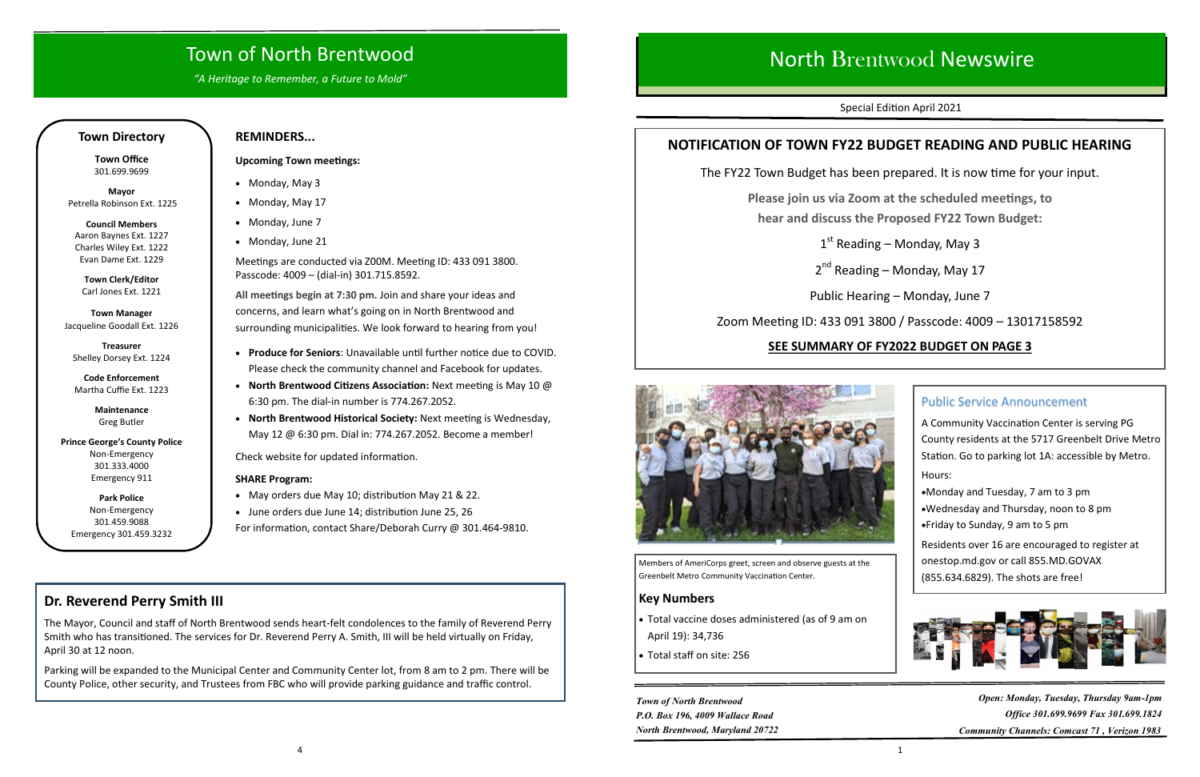# Town of North Brentwood

*"A Heritage to Remember, a Future to Mold"*

## Town Directory

**Town Office**
301.699.9699

**Mayor**
Petrella Robinson Ext. 1225

**Council Members**
Aaron Baynes Ext. 1227
Charles Wiley Ext. 1222
Evan Dame Ext. 1229

**Town Clerk/Editor**
Carl Jones Ext. 1221

**Town Manager**
Jacqueline Goodall Ext. 1226

**Treasurer**
Shelley Dorsey Ext. 1224

**Code Enforcement**
Martha Cuffie Ext. 1223

**Maintenance**
Greg Butler

**Prince George's County Police**
Non-Emergency
301.333.4000
Emergency 911

**Park Police**
Non-Emergency
301.459.9088
Emergency 301.459.3232

## REMINDERS...

**Upcoming Town meetings:**

- Monday, May 3
- Monday, May 17
- Monday, June 7
- Monday, June 21

Meetings are conducted via Z00M. Meeting ID: 433 091 3800. Passcode: 4009 – (dial-in) 301.715.8592.

**All meetings begin at 7:30 pm.** Join and share your ideas and concerns, and learn what's going on in North Brentwood and surrounding municipalities. We look forward to hearing from you!

- **Produce for Seniors**: Unavailable until further notice due to COVID. Please check the community channel and Facebook for updates.
- **North Brentwood Citizens Association:** Next meeting is May 10 @ 6:30 pm. The dial-in number is 774.267.2052.
- **North Brentwood Historical Society:** Next meeting is Wednesday, May 12 @ 6:30 pm. Dial in: 774.267.2052. Become a member!

Check website for updated information.

**SHARE Program:**

- May orders due May 10; distribution May 21 & 22.
- June orders due June 14; distribution June 25, 26

For information, contact Share/Deborah Curry @ 301.464-9810.

## Dr. Reverend Perry Smith III

The Mayor, Council and staff of North Brentwood sends heart-felt condolences to the family of Reverend Perry Smith who has transitioned. The services for Dr. Reverend Perry A. Smith, III will be held virtually on Friday, April 30 at 12 noon.

Parking will be expanded to the Municipal Center and Community Center lot, from 8 am to 2 pm. There will be County Police, other security, and Trustees from FBC who will provide parking guidance and traffic control.

# North Brentwood Newswire

Special Edition April 2021

## NOTIFICATION OF TOWN FY22 BUDGET READING AND PUBLIC HEARING

The FY22 Town Budget has been prepared. It is now time for your input.

**Please join us via Zoom at the scheduled meetings, to hear and discuss the Proposed FY22 Town Budget:**

1st Reading – Monday, May 3

2nd Reading – Monday, May 17

Public Hearing – Monday, June 7

Zoom Meeting ID: 433 091 3800 / Passcode: 4009 – 13017158592

**SEE SUMMARY OF FY2022 BUDGET ON PAGE 3**

Members of AmeriCorps greet, screen and observe guests at the Greenbelt Metro Community Vaccination Center.

### Key Numbers

- Total vaccine doses administered (as of 9 am on April 19): 34,736
- Total staff on site: 256

### Public Service Announcement

A Community Vaccination Center is serving PG County residents at the 5717 Greenbelt Drive Metro Station. Go to parking lot 1A: accessible by Metro.

Hours:

- Monday and Tuesday, 7 am to 3 pm
- Wednesday and Thursday, noon to 8 pm
- Friday to Sunday, 9 am to 5 pm

Residents over 16 are encouraged to register at onestop.md.gov or call 855.MD.GOVAX (855.634.6829). The shots are free!

*Town of North Brentwood*
*P.O. Box 196, 4009 Wallace Road*
*North Brentwood, Maryland 20722*

*Open: Monday, Tuesday, Thursday 9am-1pm*
*Office 301.699.9699 Fax 301.699.1824*
*Community Channels: Comcast 71 , Verizon 1983*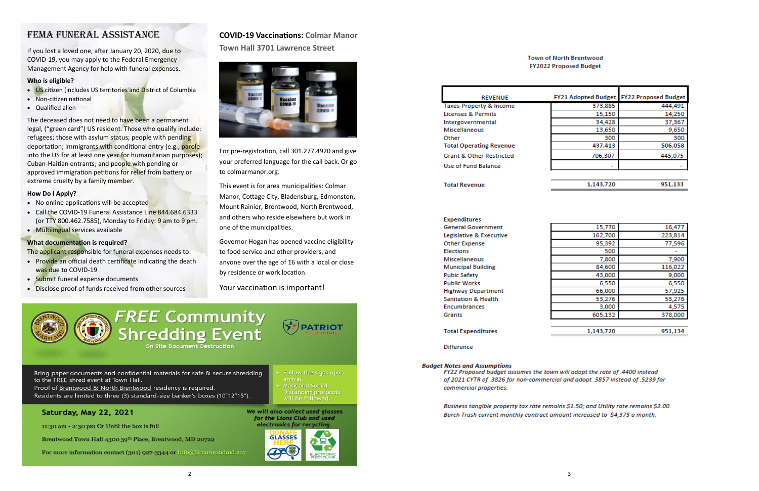## FEMA FUNERAL ASSISTANCE

If you lost a loved one, after January 20, 2020, due to COVID-19, you may apply to the Federal Emergency Management Agency for help with funeral expenses.

**Who is eligible?**

- US citizen (includes US territories and District of Columbia
- Non-citizen national
- Qualified alien

The deceased does not need to have been a permanent legal, ("green card") US resident. Those who qualify include: refugees; those with asylum status; people with pending deportation; immigrants with conditional entry (e.g., parole into the US for at least one year for humanitarian purposes); Cuban-Haitian entrants; and people with pending or approved immigration petitions for relief from battery or extreme cruelty by a family member.

**How Do I Apply?**

- No online applications will be accepted
- Call the COVID-19 Funeral Assistance Line 844.684.6333 (or TTY 800.462.7585), Monday to Friday: 9 am to 9 pm.
- Multilingual services available

**What documentation is required?**

The applicant responsible for funeral expenses needs to:

- Provide an official death certificate indicating the death was due to COVID-19
- Submit funeral expense documents
- Disclose proof of funds received from other sources

## COVID-19 Vaccinations: Colmar Manor Town Hall 3701 Lawrence Street

For pre-registration, call 301.277.4920 and give your preferred language for the call back. Or go to colmarmanor.org.

This event is for area municipalities: Colmar Manor, Cottage City, Bladensburg, Edmonston, Mount Rainier, Brentwood, North Brentwood, and others who reside elsewhere but work in one of the municipalities.

Governor Hogan has opened vaccine eligibility to food service and other providers, and anyone over the age of 16 with a local or close by residence or work location.

Your vaccination is important!

## FREE Community Shredding Event

On Site Document Destruction

PATRIOT SHREDDING

Bring paper documents and confidential materials for safe & secure shredding to the FREE shred event at Town Hall.
Proof of Brentwood & North Brentwood residency is required.
Residents are limited to three (3) standard-size banker's boxes (10"12"15").

- Follow the signs upon arrival.
- Mask and Social Distancing protocols will be followed.

**Saturday, May 22, 2021**

11:30 am - 2:30 pm Or Until the box is full

Brentwood Town Hall 4300 39th Place, Brentwood, MD 20722

For more information contact (301) 927-3344 or Info@Brentwoodmd.gov

*We will also collect used glasses for the Lions Club and used electronics for recycling.*

DONATE GLASSES HERE

ELECTRONIC RECYCLING

## Town of North Brentwood
## FY2022 Proposed Budget

| REVENUE | FY21 Adopted Budget | FY22 Proposed Budget |
|---|---|---|
| Taxes-Property & Income | 373,885 | 444,491 |
| Licenses & Permits | 15,150 | 14,250 |
| Intergovernmental | 34,428 | 37,367 |
| Miscellaneous | 13,650 | 9,650 |
| Other | 300 | 300 |
| **Total Operating Revenue** | 437,413 | 506,058 |
| Grant & Other Restricted | 706,307 | 445,075 |
| Use of Fund Balance | - | - |
| **Total Revenue** | 1,143,720 | 951,133 |

| Expenditures | | |
|---|---|---|
| General Government | 15,770 | 16,477 |
| Legislative & Executive | 162,700 | 223,814 |
| Other Expense | 95,392 | 77,596 |
| Elections | 500 | - |
| Miscellaneous | 7,800 | 7,900 |
| Municipal Building | 84,600 | 116,022 |
| Pubic Safety | 43,000 | 9,000 |
| Public Works | 6,550 | 6,550 |
| Highway Department | 66,000 | 57,925 |
| Sanitation & Health | 53,276 | 53,276 |
| Encumbrances | 3,000 | 4,575 |
| Grants | 605,132 | 378,000 |
| **Total Expenditures** | 1,143,720 | 951,134 |
| Difference | | |

***Budget Notes and Assumptions***

*FY22 Proposed budget assumes the town will adopt the rate of .4400 instead of 2021 CYTR of .3826 for non-commercial and adopt .5857 instead of .5239 for commercial properties.*

*Business tangible property tax rate remains $1.50; and Utility rate remains $2.00. Burch Trash current monthly contract amount increased to $4,373 a month.*